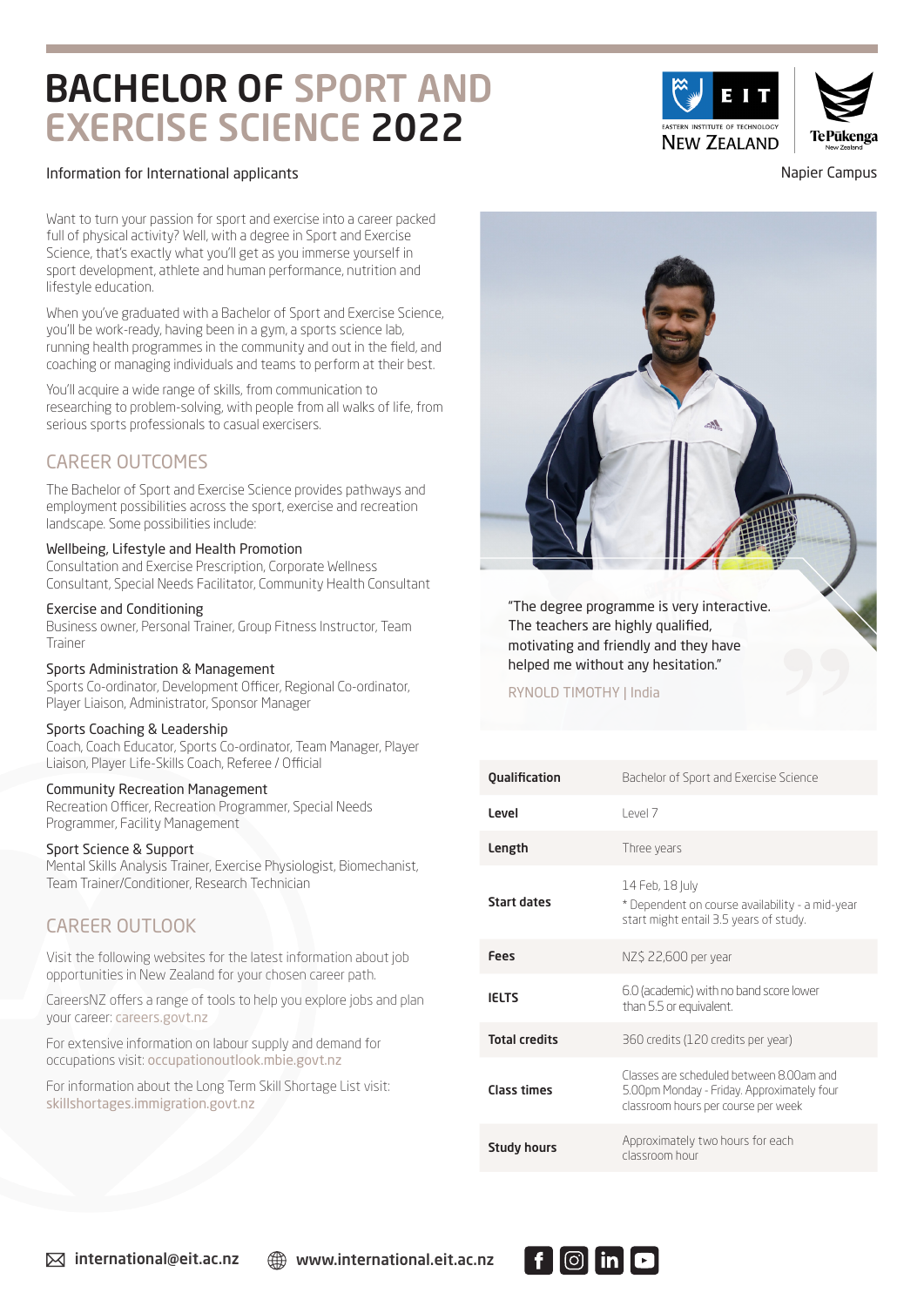# BACHELOR OF SPORT AND EXERCISE SCIENCE 2022

Information for International applicants

Napier Campus

Want to turn your passion for sport and exercise into a career packed full of physical activity? Well, with a degree in Sport and Exercise Science, that's exactly what you'll get as you immerse yourself in sport development, athlete and human performance, nutrition and lifestyle education.

When you've graduated with a Bachelor of Sport and Exercise Science, you'll be work-ready, having been in a gym, a sports science lab, running health programmes in the community and out in the field, and coaching or managing individuals and teams to perform at their best.

You'll acquire a wide range of skills, from communication to researching to problem-solving, with people from all walks of life, from serious sports professionals to casual exercisers.

## CAREER OUTCOMES

The Bachelor of Sport and Exercise Science provides pathways and employment possibilities across the sport, exercise and recreation landscape. Some possibilities include:

**Wellbeing, Lifestyle and Health Promotion**
Consultation and Exercise Prescription, Corporate Wellness Consultant, Special Needs Facilitator, Community Health Consultant

**Exercise and Conditioning**
Business owner, Personal Trainer, Group Fitness Instructor, Team Trainer

**Sports Administration & Management**
Sports Co-ordinator, Development Officer, Regional Co-ordinator, Player Liaison, Administrator, Sponsor Manager

**Sports Coaching & Leadership**
Coach, Coach Educator, Sports Co-ordinator, Team Manager, Player Liaison, Player Life-Skills Coach, Referee / Official

**Community Recreation Management**
Recreation Officer, Recreation Programmer, Special Needs Programmer, Facility Management

**Sport Science & Support**
Mental Skills Analysis Trainer, Exercise Physiologist, Biomechanist, Team Trainer/Conditioner, Research Technician

## CAREER OUTLOOK

Visit the following websites for the latest information about job opportunities in New Zealand for your chosen career path.

CareersNZ offers a range of tools to help you explore jobs and plan your career: careers.govt.nz

For extensive information on labour supply and demand for occupations visit: occupationoutlook.mbie.govt.nz

For information about the Long Term Skill Shortage List visit: skillshortages.immigration.govt.nz

"The degree programme is very interactive. The teachers are highly qualified, motivating and friendly and they have helped me without any hesitation."

RYNOLD TIMOTHY | India

| | |
|---|---|
| **Qualification** | Bachelor of Sport and Exercise Science |
| **Level** | Level 7 |
| **Length** | Three years |
| **Start dates** | 14 Feb, 18 July<br>* Dependent on course availability - a mid-year start might entail 3.5 years of study. |
| **Fees** | NZ$ 22,600 per year |
| **IELTS** | 6.0 (academic) with no band score lower than 5.5 or equivalent. |
| **Total credits** | 360 credits (120 credits per year) |
| **Class times** | Classes are scheduled between 8.00am and 5.00pm Monday - Friday. Approximately four classroom hours per course per week |
| **Study hours** | Approximately two hours for each classroom hour |

international@eit.ac.nz www.international.eit.ac.nz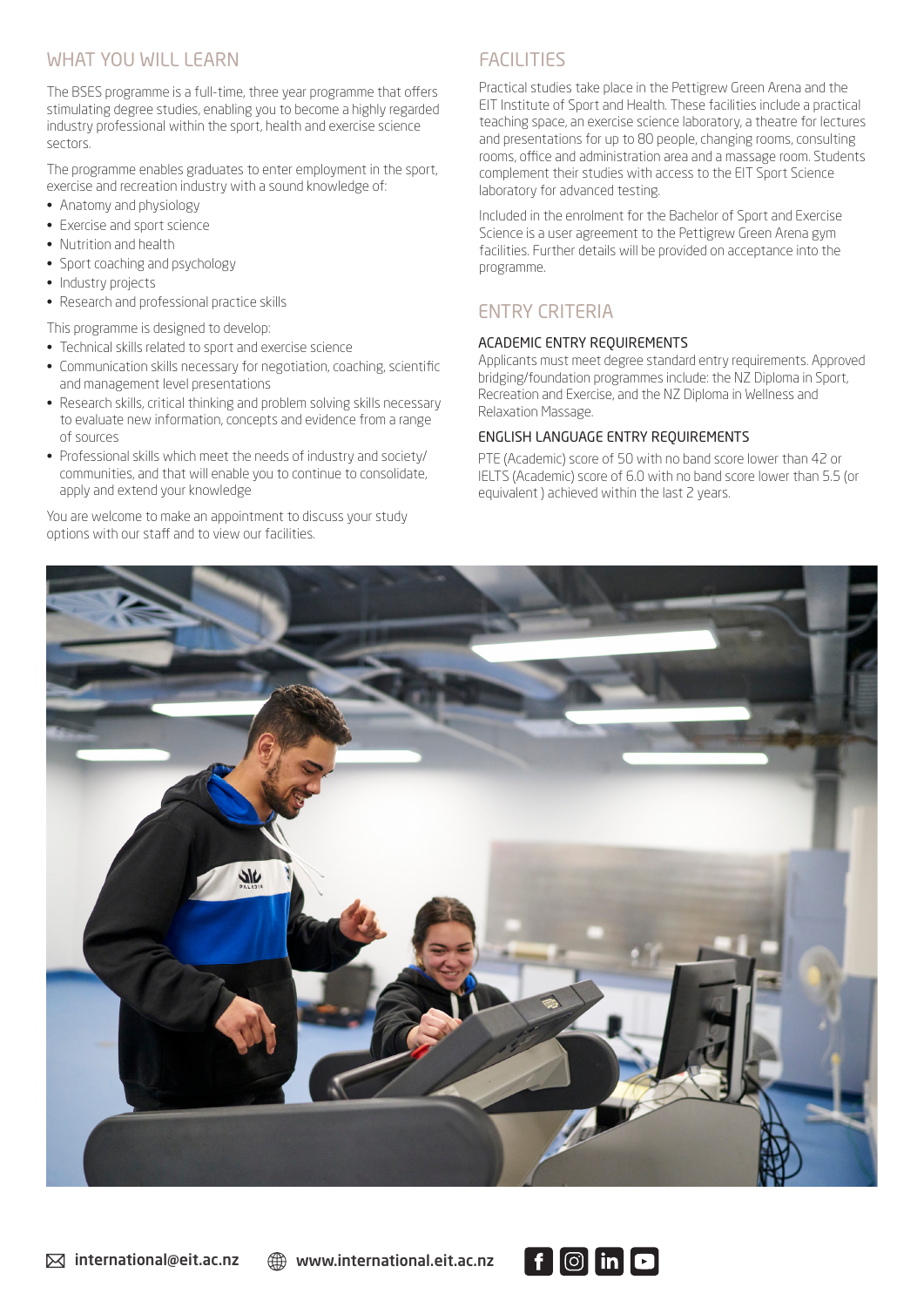## WHAT YOU WILL LEARN

The BSES programme is a full-time, three year programme that offers stimulating degree studies, enabling you to become a highly regarded industry professional within the sport, health and exercise science sectors.

The programme enables graduates to enter employment in the sport, exercise and recreation industry with a sound knowledge of:

- Anatomy and physiology
- Exercise and sport science
- Nutrition and health
- Sport coaching and psychology
- Industry projects
- Research and professional practice skills

This programme is designed to develop:

- Technical skills related to sport and exercise science
- Communication skills necessary for negotiation, coaching, scientific and management level presentations
- Research skills, critical thinking and problem solving skills necessary to evaluate new information, concepts and evidence from a range of sources
- Professional skills which meet the needs of industry and society/communities, and that will enable you to continue to consolidate, apply and extend your knowledge

You are welcome to make an appointment to discuss your study options with our staff and to view our facilities.

## FACILITIES

Practical studies take place in the Pettigrew Green Arena and the EIT Institute of Sport and Health. These facilities include a practical teaching space, an exercise science laboratory, a theatre for lectures and presentations for up to 80 people, changing rooms, consulting rooms, office and administration area and a massage room. Students complement their studies with access to the EIT Sport Science laboratory for advanced testing.

Included in the enrolment for the Bachelor of Sport and Exercise Science is a user agreement to the Pettigrew Green Arena gym facilities. Further details will be provided on acceptance into the programme.

## ENTRY CRITERIA

### ACADEMIC ENTRY REQUIREMENTS

Applicants must meet degree standard entry requirements. Approved bridging/foundation programmes include: the NZ Diploma in Sport, Recreation and Exercise, and the NZ Diploma in Wellness and Relaxation Massage.

### ENGLISH LANGUAGE ENTRY REQUIREMENTS

PTE (Academic) score of 50 with no band score lower than 42 or IELTS (Academic) score of 6.0 with no band score lower than 5.5 (or equivalent ) achieved within the last 2 years.

international@eit.ac.nz www.international.eit.ac.nz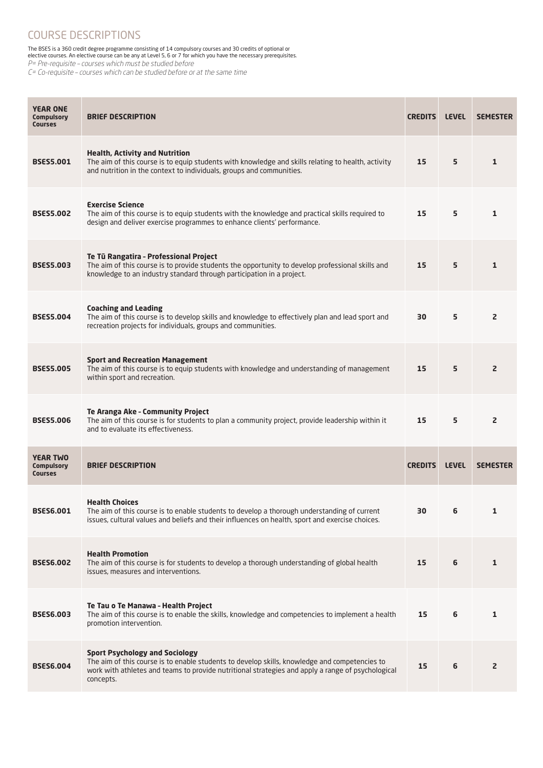# COURSE DESCRIPTIONS

The BSES is a 360 credit degree programme consisting of 14 compulsory courses and 30 credits of optional or elective courses. An elective course can be any at Level 5, 6 or 7 for which you have the necessary prerequisites.

*P= Pre-requisite – courses which must be studied before*

*C= Co-requisite – courses which can be studied before or at the same time*

| YEAR ONE Compulsory Courses | BRIEF DESCRIPTION | CREDITS | LEVEL | SEMESTER |
|---|---|---|---|---|
| **BSES5.001** | **Health, Activity and Nutrition**<br>The aim of this course is to equip students with knowledge and skills relating to health, activity and nutrition in the context to individuals, groups and communities. | 15 | 5 | 1 |
| **BSES5.002** | **Exercise Science**<br>The aim of this course is to equip students with the knowledge and practical skills required to design and deliver exercise programmes to enhance clients' performance. | 15 | 5 | 1 |
| **BSES5.003** | **Te Tū Rangatira - Professional Project**<br>The aim of this course is to provide students the opportunity to develop professional skills and knowledge to an industry standard through participation in a project. | 15 | 5 | 1 |
| **BSES5.004** | **Coaching and Leading**<br>The aim of this course is to develop skills and knowledge to effectively plan and lead sport and recreation projects for individuals, groups and communities. | 30 | 5 | 2 |
| **BSES5.005** | **Sport and Recreation Management**<br>The aim of this course is to equip students with knowledge and understanding of management within sport and recreation. | 15 | 5 | 2 |
| **BSES5.006** | **Te Aranga Ake - Community Project**<br>The aim of this course is for students to plan a community project, provide leadership within it and to evaluate its effectiveness. | 15 | 5 | 2 |
| **YEAR TWO Compulsory Courses** | **BRIEF DESCRIPTION** | **CREDITS** | **LEVEL** | **SEMESTER** |
| **BSES6.001** | **Health Choices**<br>The aim of this course is to enable students to develop a thorough understanding of current issues, cultural values and beliefs and their influences on health, sport and exercise choices. | 30 | 6 | 1 |
| **BSES6.002** | **Health Promotion**<br>The aim of this course is for students to develop a thorough understanding of global health issues, measures and interventions. | 15 | 6 | 1 |
| **BSES6.003** | **Te Tau o Te Manawa - Health Project**<br>The aim of this course is to enable the skills, knowledge and competencies to implement a health promotion intervention. | 15 | 6 | 1 |
| **BSES6.004** | **Sport Psychology and Sociology**<br>The aim of this course is to enable students to develop skills, knowledge and competencies to work with athletes and teams to provide nutritional strategies and apply a range of psychological concepts. | 15 | 6 | 2 |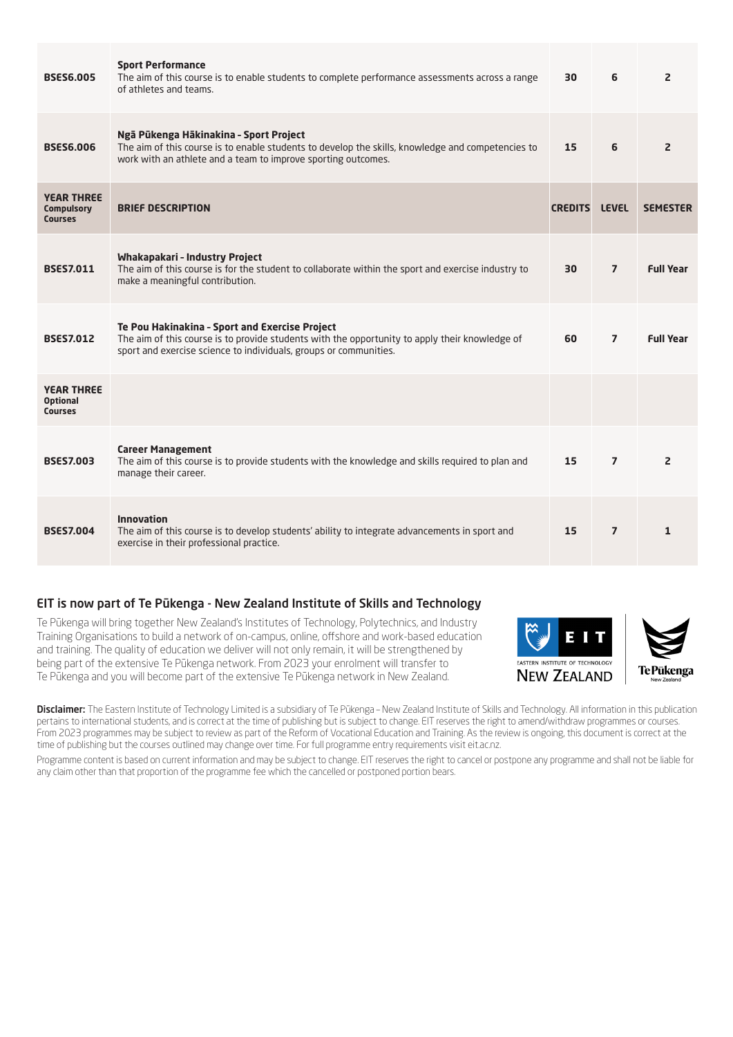| | | | | |
|---|---|---|---|---|
| **BSES6.005** | **Sport Performance**<br>The aim of this course is to enable students to complete performance assessments across a range of athletes and teams. | **30** | **6** | **2** |
| **BSES6.006** | **Ngā Pūkenga Hākinakina - Sport Project**<br>The aim of this course is to enable students to develop the skills, knowledge and competencies to work with an athlete and a team to improve sporting outcomes. | **15** | **6** | **2** |
| **YEAR THREE Compulsory Courses** | **BRIEF DESCRIPTION** | **CREDITS** | **LEVEL** | **SEMESTER** |
| **BSES7.011** | **Whakapakari - Industry Project**<br>The aim of this course is for the student to collaborate within the sport and exercise industry to make a meaningful contribution. | **30** | **7** | **Full Year** |
| **BSES7.012** | **Te Pou Hakinakina - Sport and Exercise Project**<br>The aim of this course is to provide students with the opportunity to apply their knowledge of sport and exercise science to individuals, groups or communities. | **60** | **7** | **Full Year** |
| **YEAR THREE Optional Courses** | | | | |
| **BSES7.003** | **Career Management**<br>The aim of this course is to provide students with the knowledge and skills required to plan and manage their career. | **15** | **7** | **2** |
| **BSES7.004** | **Innovation**<br>The aim of this course is to develop students' ability to integrate advancements in sport and exercise in their professional practice. | **15** | **7** | **1** |

## EIT is now part of Te Pūkenga - New Zealand Institute of Skills and Technology

Te Pūkenga will bring together New Zealand's Institutes of Technology, Polytechnics, and Industry Training Organisations to build a network of on-campus, online, offshore and work-based education and training. The quality of education we deliver will not only remain, it will be strengthened by being part of the extensive Te Pūkenga network. From 2023 your enrolment will transfer to Te Pūkenga and you will become part of the extensive Te Pūkenga network in New Zealand.

EIT EASTERN INSTITUTE OF TECHNOLOGY NEW ZEALAND

Te Pūkenga New Zealand

**Disclaimer:** The Eastern Institute of Technology Limited is a subsidiary of Te Pūkenga – New Zealand Institute of Skills and Technology. All information in this publication pertains to international students, and is correct at the time of publishing but is subject to change. EIT reserves the right to amend/withdraw programmes or courses. From 2023 programmes may be subject to review as part of the Reform of Vocational Education and Training. As the review is ongoing, this document is correct at the time of publishing but the courses outlined may change over time. For full programme entry requirements visit eit.ac.nz.

Programme content is based on current information and may be subject to change. EIT reserves the right to cancel or postpone any programme and shall not be liable for any claim other than that proportion of the programme fee which the cancelled or postponed portion bears.